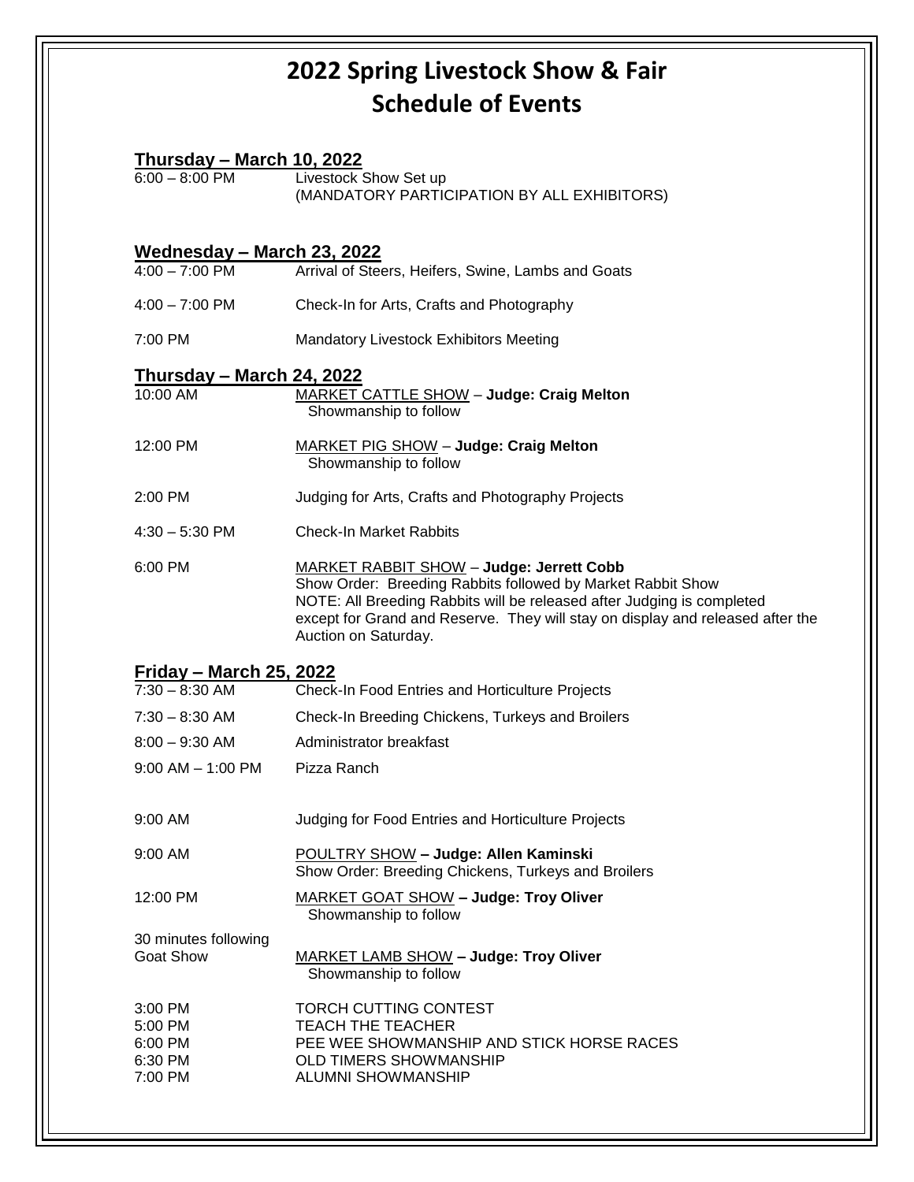# 2022 Spring Livestock Show & Fair
# Schedule of Events

## Thursday – March 10, 2022

6:00 – 8:00 PM — Livestock Show Set up
(MANDATORY PARTICIPATION BY ALL EXHIBITORS)

## Wednesday – March 23, 2022

4:00 – 7:00 PM — Arrival of Steers, Heifers, Swine, Lambs and Goats

4:00 – 7:00 PM — Check-In for Arts, Crafts and Photography

7:00 PM — Mandatory Livestock Exhibitors Meeting

## Thursday – March 24, 2022

10:00 AM — MARKET CATTLE SHOW – **Judge: Craig Melton**
Showmanship to follow

12:00 PM — MARKET PIG SHOW – **Judge: Craig Melton**
Showmanship to follow

2:00 PM — Judging for Arts, Crafts and Photography Projects

4:30 – 5:30 PM — Check-In Market Rabbits

6:00 PM — MARKET RABBIT SHOW – **Judge: Jerrett Cobb**
Show Order: Breeding Rabbits followed by Market Rabbit Show
NOTE: All Breeding Rabbits will be released after Judging is completed except for Grand and Reserve. They will stay on display and released after the Auction on Saturday.

## Friday – March 25, 2022

7:30 – 8:30 AM — Check-In Food Entries and Horticulture Projects

7:30 – 8:30 AM — Check-In Breeding Chickens, Turkeys and Broilers

8:00 – 9:30 AM — Administrator breakfast

9:00 AM – 1:00 PM — Pizza Ranch

9:00 AM — Judging for Food Entries and Horticulture Projects

9:00 AM — POULTRY SHOW **– Judge: Allen Kaminski**
Show Order: Breeding Chickens, Turkeys and Broilers

12:00 PM — MARKET GOAT SHOW **– Judge: Troy Oliver**
Showmanship to follow

30 minutes following Goat Show — MARKET LAMB SHOW **– Judge: Troy Oliver**
Showmanship to follow

3:00 PM — TORCH CUTTING CONTEST
5:00 PM — TEACH THE TEACHER
6:00 PM — PEE WEE SHOWMANSHIP AND STICK HORSE RACES
6:30 PM — OLD TIMERS SHOWMANSHIP
7:00 PM — ALUMNI SHOWMANSHIP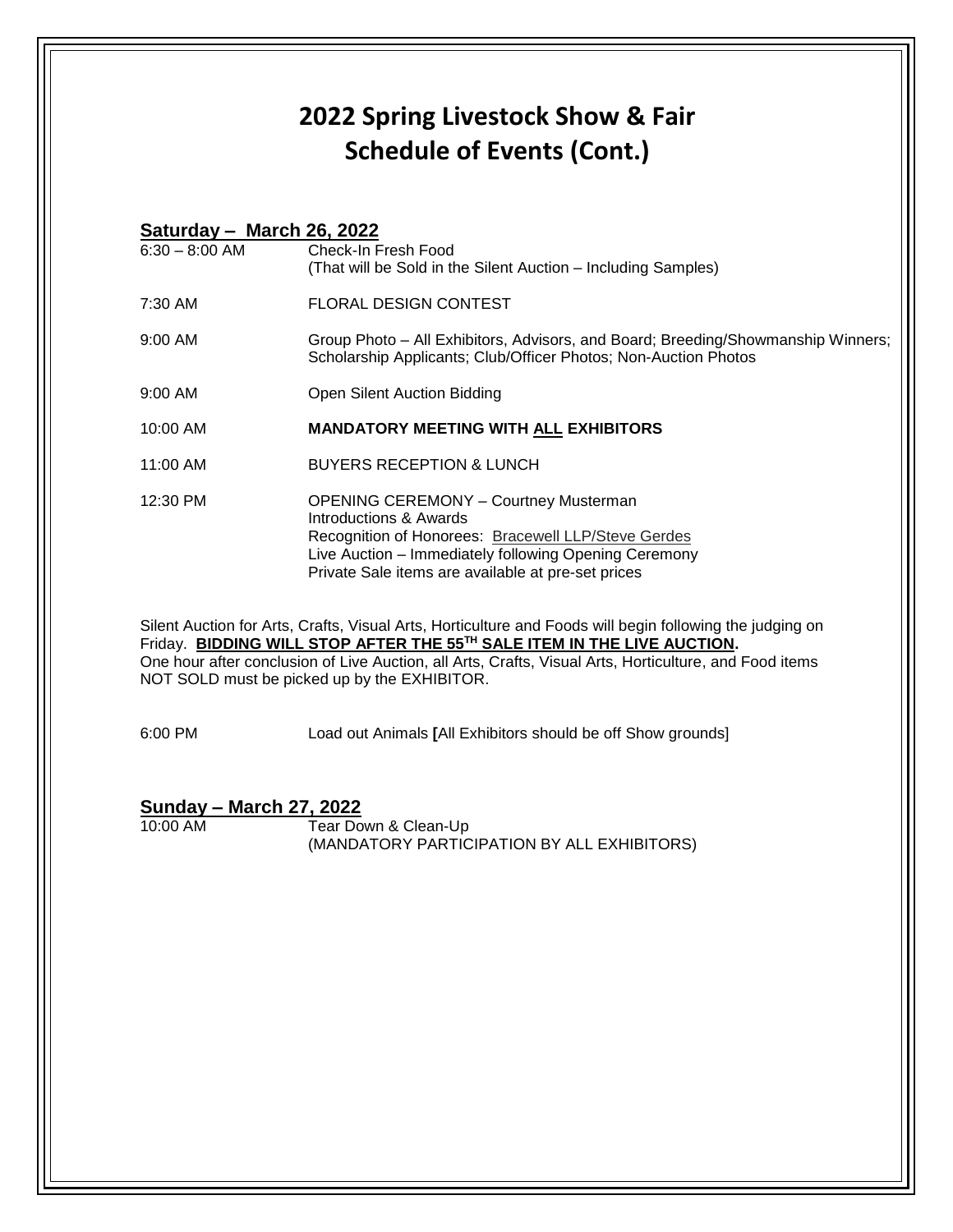# 2022 Spring Livestock Show & Fair
# Schedule of Events (Cont.)

## Saturday – March 26, 2022

| | |
|---|---|
| 6:30 – 8:00 AM | Check-In Fresh Food (That will be Sold in the Silent Auction – Including Samples) |
| 7:30 AM | FLORAL DESIGN CONTEST |
| 9:00 AM | Group Photo – All Exhibitors, Advisors, and Board; Breeding/Showmanship Winners; Scholarship Applicants; Club/Officer Photos; Non-Auction Photos |
| 9:00 AM | Open Silent Auction Bidding |
| 10:00 AM | **MANDATORY MEETING WITH ALL EXHIBITORS** |
| 11:00 AM | BUYERS RECEPTION & LUNCH |
| 12:30 PM | OPENING CEREMONY – Courtney Musterman<br>Introductions & Awards<br>Recognition of Honorees: Bracewell LLP/Steve Gerdes<br>Live Auction – Immediately following Opening Ceremony<br>Private Sale items are available at pre-set prices |

Silent Auction for Arts, Crafts, Visual Arts, Horticulture and Foods will begin following the judging on Friday. **BIDDING WILL STOP AFTER THE 55TH SALE ITEM IN THE LIVE AUCTION.**
One hour after conclusion of Live Auction, all Arts, Crafts, Visual Arts, Horticulture, and Food items NOT SOLD must be picked up by the EXHIBITOR.

| | |
|---|---|
| 6:00 PM | Load out Animals [All Exhibitors should be off Show grounds] |

## Sunday – March 27, 2022

| | |
|---|---|
| 10:00 AM | Tear Down & Clean-Up (MANDATORY PARTICIPATION BY ALL EXHIBITORS) |